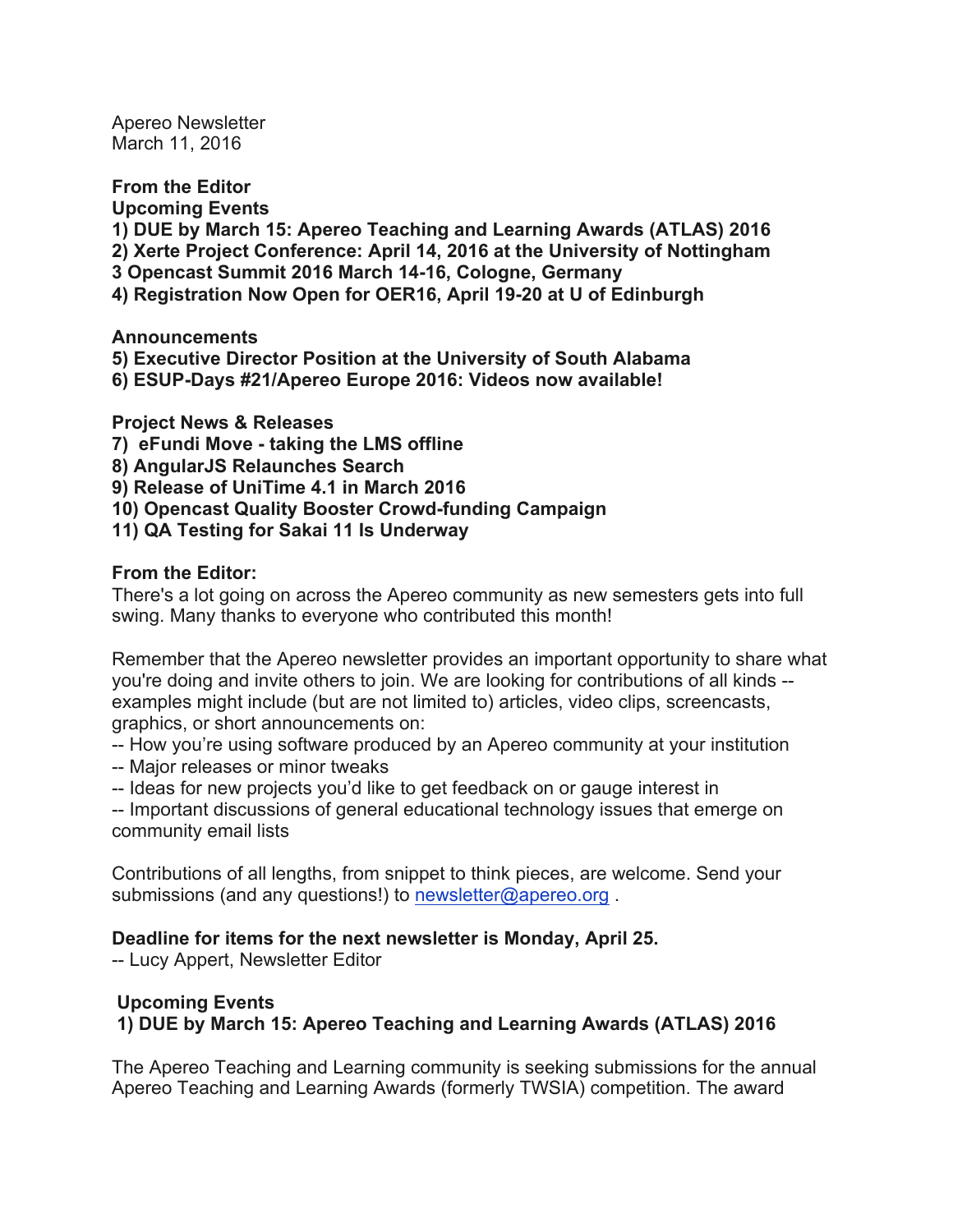Apereo Newsletter
March 11, 2016

**From the Editor**
**Upcoming Events**
**1) DUE by March 15: Apereo Teaching and Learning Awards (ATLAS) 2016**
**2) Xerte Project Conference: April 14, 2016 at the University of Nottingham**
**3 Opencast Summit 2016 March 14-16, Cologne, Germany**
**4) Registration Now Open for OER16, April 19-20 at U of Edinburgh**

**Announcements**
**5) Executive Director Position at the University of South Alabama**
**6) ESUP-Days #21/Apereo Europe 2016: Videos now available!**

**Project News & Releases**
**7) eFundi Move - taking the LMS offline**
**8) AngularJS Relaunches Search**
**9) Release of UniTime 4.1 in March 2016**
**10) Opencast Quality Booster Crowd-funding Campaign**
**11) QA Testing for Sakai 11 Is Underway**

**From the Editor:**
There's a lot going on across the Apereo community as new semesters gets into full swing. Many thanks to everyone who contributed this month!

Remember that the Apereo newsletter provides an important opportunity to share what you're doing and invite others to join. We are looking for contributions of all kinds -- examples might include (but are not limited to) articles, video clips, screencasts, graphics, or short announcements on:
-- How you're using software produced by an Apereo community at your institution
-- Major releases or minor tweaks
-- Ideas for new projects you'd like to get feedback on or gauge interest in
-- Important discussions of general educational technology issues that emerge on community email lists

Contributions of all lengths, from snippet to think pieces, are welcome. Send your submissions (and any questions!) to newsletter@apereo.org .

**Deadline for items for the next newsletter is Monday, April 25.**
-- Lucy Appert, Newsletter Editor

**Upcoming Events**
**1) DUE by March 15: Apereo Teaching and Learning Awards (ATLAS) 2016**

The Apereo Teaching and Learning community is seeking submissions for the annual Apereo Teaching and Learning Awards (formerly TWSIA) competition. The award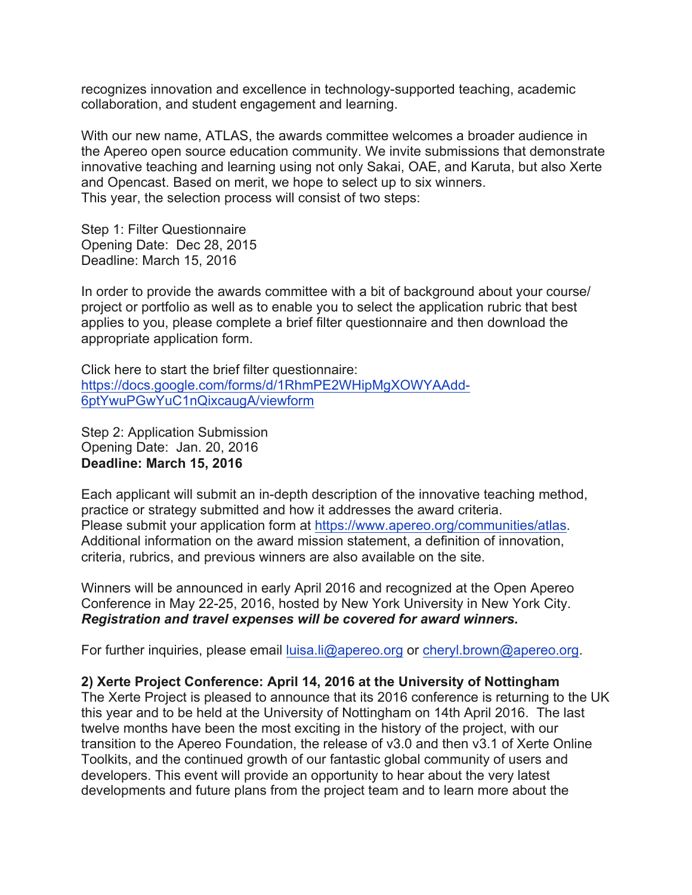recognizes innovation and excellence in technology-supported teaching, academic collaboration, and student engagement and learning.

With our new name, ATLAS, the awards committee welcomes a broader audience in the Apereo open source education community. We invite submissions that demonstrate innovative teaching and learning using not only Sakai, OAE, and Karuta, but also Xerte and Opencast. Based on merit, we hope to select up to six winners.
This year, the selection process will consist of two steps:

Step 1: Filter Questionnaire
Opening Date: Dec 28, 2015
Deadline: March 15, 2016

In order to provide the awards committee with a bit of background about your course/ project or portfolio as well as to enable you to select the application rubric that best applies to you, please complete a brief filter questionnaire and then download the appropriate application form.

Click here to start the brief filter questionnaire:
[https://docs.google.com/forms/d/1RhmPE2WHipMgXOWYAAdd-6ptYwuPGwYuC1nQixcaugA/viewform](https://docs.google.com/forms/d/1RhmPE2WHipMgXOWYAAdd-6ptYwuPGwYuC1nQixcaugA/viewform)

Step 2: Application Submission
Opening Date: Jan. 20, 2016
**Deadline: March 15, 2016**

Each applicant will submit an in-depth description of the innovative teaching method, practice or strategy submitted and how it addresses the award criteria.
Please submit your application form at [https://www.apereo.org/communities/atlas](https://www.apereo.org/communities/atlas).
Additional information on the award mission statement, a definition of innovation, criteria, rubrics, and previous winners are also available on the site.

Winners will be announced in early April 2016 and recognized at the Open Apereo Conference in May 22-25, 2016, hosted by New York University in New York City.
***Registration and travel expenses will be covered for award winners.***

For further inquiries, please email [luisa.li@apereo.org](mailto:luisa.li@apereo.org) or [cheryl.brown@apereo.org](mailto:cheryl.brown@apereo.org).

**2) Xerte Project Conference: April 14, 2016 at the University of Nottingham**
The Xerte Project is pleased to announce that its 2016 conference is returning to the UK this year and to be held at the University of Nottingham on 14th April 2016. The last twelve months have been the most exciting in the history of the project, with our transition to the Apereo Foundation, the release of v3.0 and then v3.1 of Xerte Online Toolkits, and the continued growth of our fantastic global community of users and developers. This event will provide an opportunity to hear about the very latest developments and future plans from the project team and to learn more about the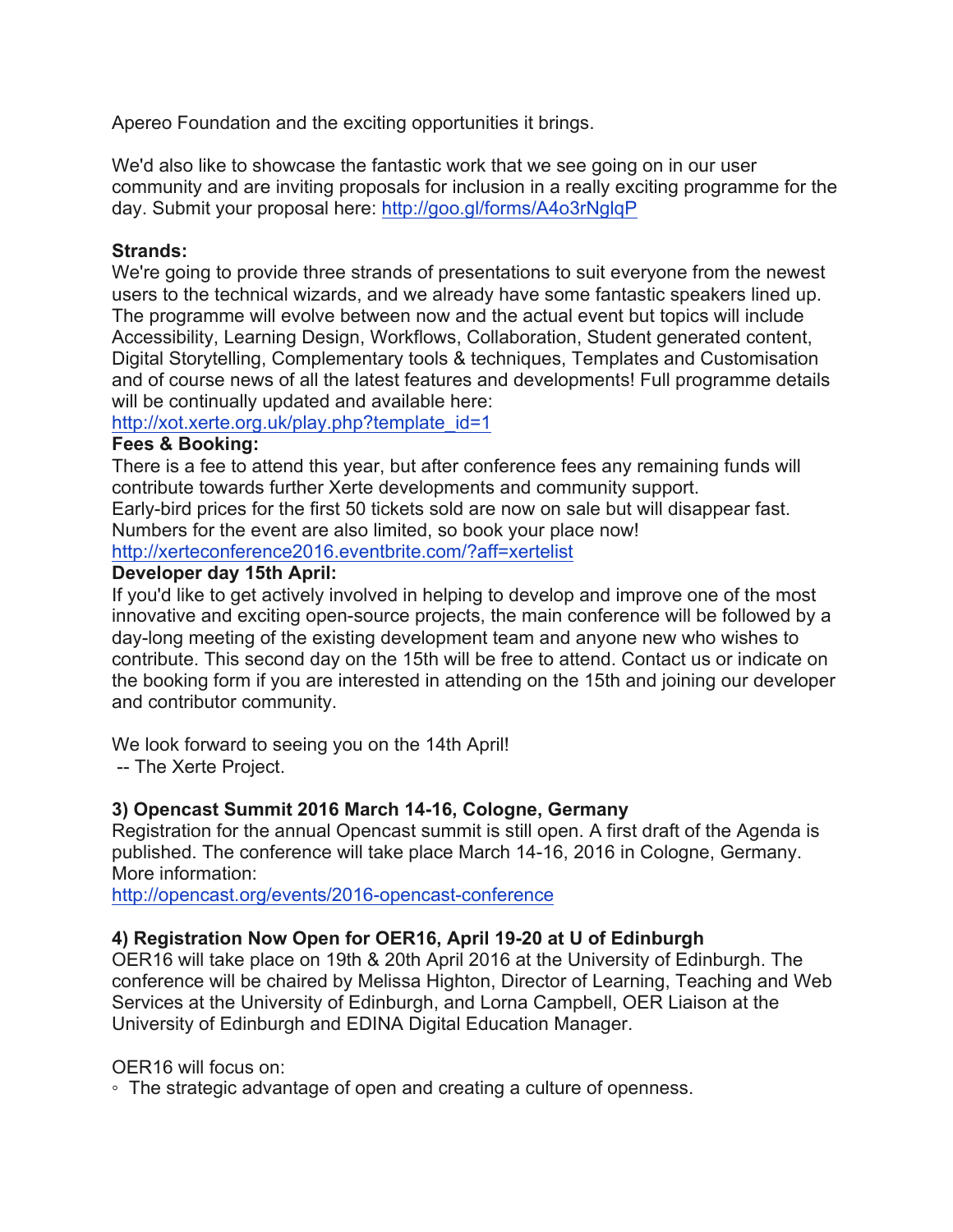Apereo Foundation and the exciting opportunities it brings.

We'd also like to showcase the fantastic work that we see going on in our user community and are inviting proposals for inclusion in a really exciting programme for the day. Submit your proposal here: http://goo.gl/forms/A4o3rNglqP

**Strands:**
We're going to provide three strands of presentations to suit everyone from the newest users to the technical wizards, and we already have some fantastic speakers lined up. The programme will evolve between now and the actual event but topics will include Accessibility, Learning Design, Workflows, Collaboration, Student generated content, Digital Storytelling, Complementary tools & techniques, Templates and Customisation and of course news of all the latest features and developments! Full programme details will be continually updated and available here:
http://xot.xerte.org.uk/play.php?template_id=1

**Fees & Booking:**
There is a fee to attend this year, but after conference fees any remaining funds will contribute towards further Xerte developments and community support.
Early-bird prices for the first 50 tickets sold are now on sale but will disappear fast. Numbers for the event are also limited, so book your place now!
http://xerteconference2016.eventbrite.com/?aff=xertelist

**Developer day 15th April:**
If you'd like to get actively involved in helping to develop and improve one of the most innovative and exciting open-source projects, the main conference will be followed by a day-long meeting of the existing development team and anyone new who wishes to contribute. This second day on the 15th will be free to attend. Contact us or indicate on the booking form if you are interested in attending on the 15th and joining our developer and contributor community.

We look forward to seeing you on the 14th April!
-- The Xerte Project.

**3) Opencast Summit 2016 March 14-16, Cologne, Germany**
Registration for the annual Opencast summit is still open. A first draft of the Agenda is published. The conference will take place March 14-16, 2016 in Cologne, Germany.
More information:
http://opencast.org/events/2016-opencast-conference

**4) Registration Now Open for OER16, April 19-20 at U of Edinburgh**
OER16 will take place on 19th & 20th April 2016 at the University of Edinburgh. The conference will be chaired by Melissa Highton, Director of Learning, Teaching and Web Services at the University of Edinburgh, and Lorna Campbell, OER Liaison at the University of Edinburgh and EDINA Digital Education Manager.

OER16 will focus on:

- The strategic advantage of open and creating a culture of openness.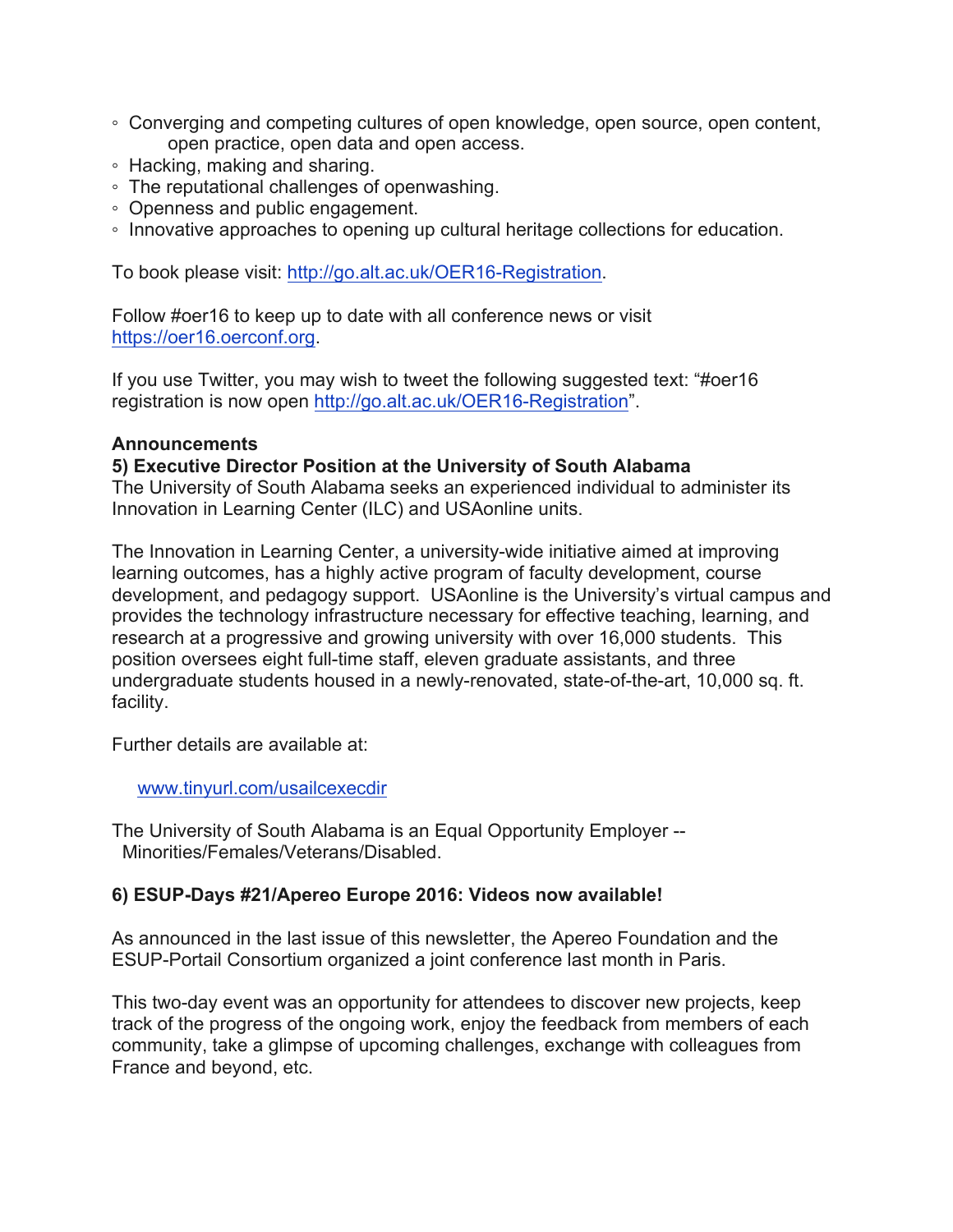- Converging and competing cultures of open knowledge, open source, open content, open practice, open data and open access.
- Hacking, making and sharing.
- The reputational challenges of openwashing.
- Openness and public engagement.
- Innovative approaches to opening up cultural heritage collections for education.

To book please visit: http://go.alt.ac.uk/OER16-Registration.

Follow #oer16 to keep up to date with all conference news or visit https://oer16.oerconf.org.

If you use Twitter, you may wish to tweet the following suggested text: "#oer16 registration is now open http://go.alt.ac.uk/OER16-Registration".

**Announcements**

**5) Executive Director Position at the University of South Alabama**

The University of South Alabama seeks an experienced individual to administer its Innovation in Learning Center (ILC) and USAonline units.

The Innovation in Learning Center, a university-wide initiative aimed at improving learning outcomes, has a highly active program of faculty development, course development, and pedagogy support. USAonline is the University's virtual campus and provides the technology infrastructure necessary for effective teaching, learning, and research at a progressive and growing university with over 16,000 students. This position oversees eight full-time staff, eleven graduate assistants, and three undergraduate students housed in a newly-renovated, state-of-the-art, 10,000 sq. ft. facility.

Further details are available at:

www.tinyurl.com/usailcexecdir

The University of South Alabama is an Equal Opportunity Employer -- Minorities/Females/Veterans/Disabled.

**6) ESUP-Days #21/Apereo Europe 2016: Videos now available!**

As announced in the last issue of this newsletter, the Apereo Foundation and the ESUP-Portail Consortium organized a joint conference last month in Paris.

This two-day event was an opportunity for attendees to discover new projects, keep track of the progress of the ongoing work, enjoy the feedback from members of each community, take a glimpse of upcoming challenges, exchange with colleagues from France and beyond, etc.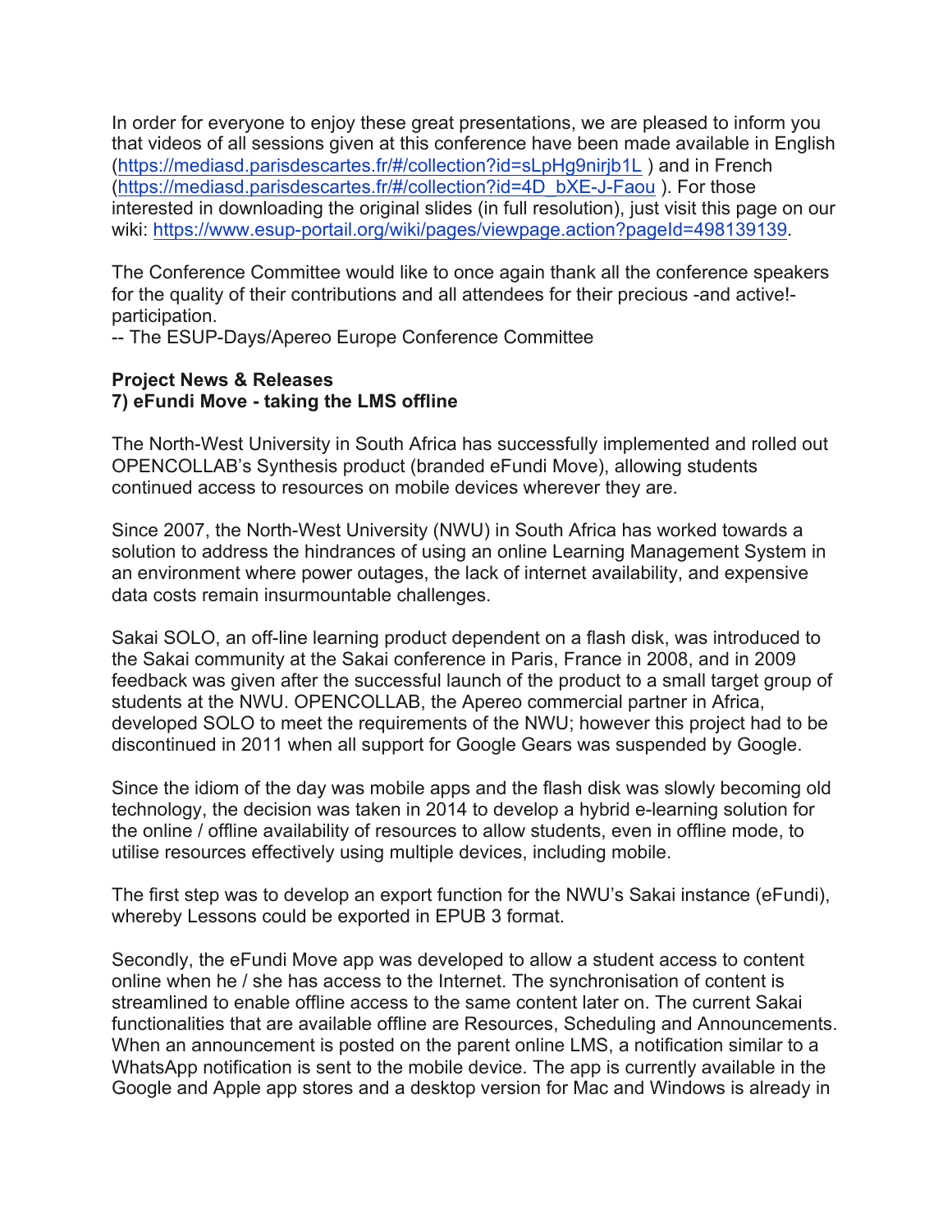In order for everyone to enjoy these great presentations, we are pleased to inform you that videos of all sessions given at this conference have been made available in English (https://mediasd.parisdescartes.fr/#/collection?id=sLpHg9nirjb1L ) and in French (https://mediasd.parisdescartes.fr/#/collection?id=4D_bXE-J-Faou ). For those interested in downloading the original slides (in full resolution), just visit this page on our wiki: https://www.esup-portail.org/wiki/pages/viewpage.action?pageId=498139139.

The Conference Committee would like to once again thank all the conference speakers for the quality of their contributions and all attendees for their precious -and active!- participation.
-- The ESUP-Days/Apereo Europe Conference Committee

**Project News & Releases**
**7) eFundi Move - taking the LMS offline**

The North-West University in South Africa has successfully implemented and rolled out OPENCOLLAB's Synthesis product (branded eFundi Move), allowing students continued access to resources on mobile devices wherever they are.

Since 2007, the North-West University (NWU) in South Africa has worked towards a solution to address the hindrances of using an online Learning Management System in an environment where power outages, the lack of internet availability, and expensive data costs remain insurmountable challenges.

Sakai SOLO, an off-line learning product dependent on a flash disk, was introduced to the Sakai community at the Sakai conference in Paris, France in 2008, and in 2009 feedback was given after the successful launch of the product to a small target group of students at the NWU. OPENCOLLAB, the Apereo commercial partner in Africa, developed SOLO to meet the requirements of the NWU; however this project had to be discontinued in 2011 when all support for Google Gears was suspended by Google.

Since the idiom of the day was mobile apps and the flash disk was slowly becoming old technology, the decision was taken in 2014 to develop a hybrid e-learning solution for the online / offline availability of resources to allow students, even in offline mode, to utilise resources effectively using multiple devices, including mobile.

The first step was to develop an export function for the NWU's Sakai instance (eFundi), whereby Lessons could be exported in EPUB 3 format.

Secondly, the eFundi Move app was developed to allow a student access to content online when he / she has access to the Internet. The synchronisation of content is streamlined to enable offline access to the same content later on. The current Sakai functionalities that are available offline are Resources, Scheduling and Announcements. When an announcement is posted on the parent online LMS, a notification similar to a WhatsApp notification is sent to the mobile device. The app is currently available in the Google and Apple app stores and a desktop version for Mac and Windows is already in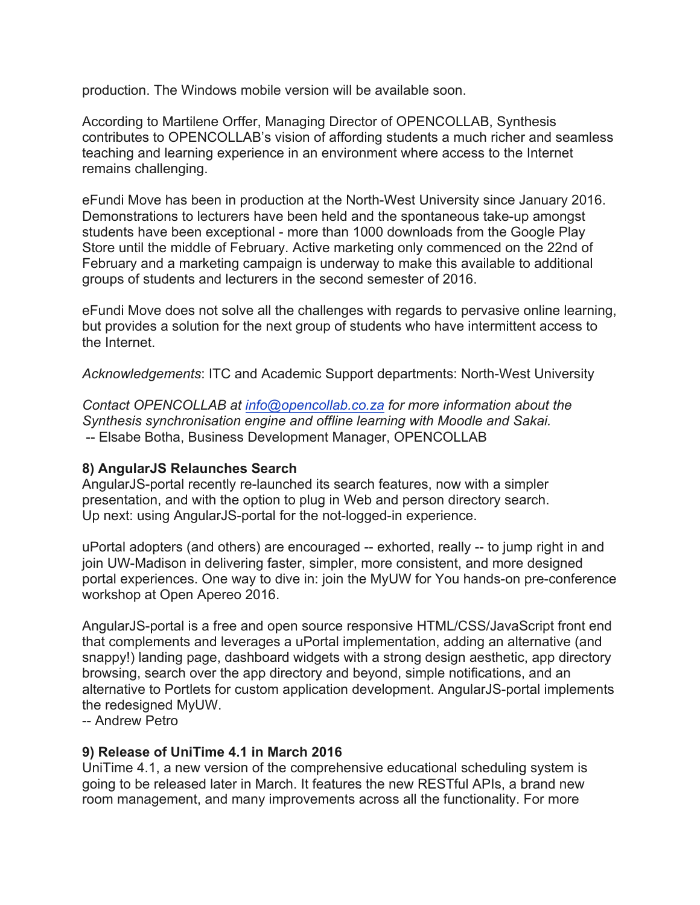production. The Windows mobile version will be available soon.

According to Martilene Orffer, Managing Director of OPENCOLLAB, Synthesis contributes to OPENCOLLAB's vision of affording students a much richer and seamless teaching and learning experience in an environment where access to the Internet remains challenging.

eFundi Move has been in production at the North-West University since January 2016. Demonstrations to lecturers have been held and the spontaneous take-up amongst students have been exceptional - more than 1000 downloads from the Google Play Store until the middle of February. Active marketing only commenced on the 22nd of February and a marketing campaign is underway to make this available to additional groups of students and lecturers in the second semester of 2016.

eFundi Move does not solve all the challenges with regards to pervasive online learning, but provides a solution for the next group of students who have intermittent access to the Internet.

*Acknowledgements*: ITC and Academic Support departments: North-West University

*Contact OPENCOLLAB at [info@opencollab.co.za](mailto:info@opencollab.co.za) for more information about the Synthesis synchronisation engine and offline learning with Moodle and Sakai.*
-- Elsabe Botha, Business Development Manager, OPENCOLLAB

**8) AngularJS Relaunches Search**
AngularJS-portal recently re-launched its search features, now with a simpler presentation, and with the option to plug in Web and person directory search. Up next: using AngularJS-portal for the not-logged-in experience.

uPortal adopters (and others) are encouraged -- exhorted, really -- to jump right in and join UW-Madison in delivering faster, simpler, more consistent, and more designed portal experiences. One way to dive in: join the MyUW for You hands-on pre-conference workshop at Open Apereo 2016.

AngularJS-portal is a free and open source responsive HTML/CSS/JavaScript front end that complements and leverages a uPortal implementation, adding an alternative (and snappy!) landing page, dashboard widgets with a strong design aesthetic, app directory browsing, search over the app directory and beyond, simple notifications, and an alternative to Portlets for custom application development. AngularJS-portal implements the redesigned MyUW.
-- Andrew Petro

**9) Release of UniTime 4.1 in March 2016**
UniTime 4.1, a new version of the comprehensive educational scheduling system is going to be released later in March. It features the new RESTful APIs, a brand new room management, and many improvements across all the functionality. For more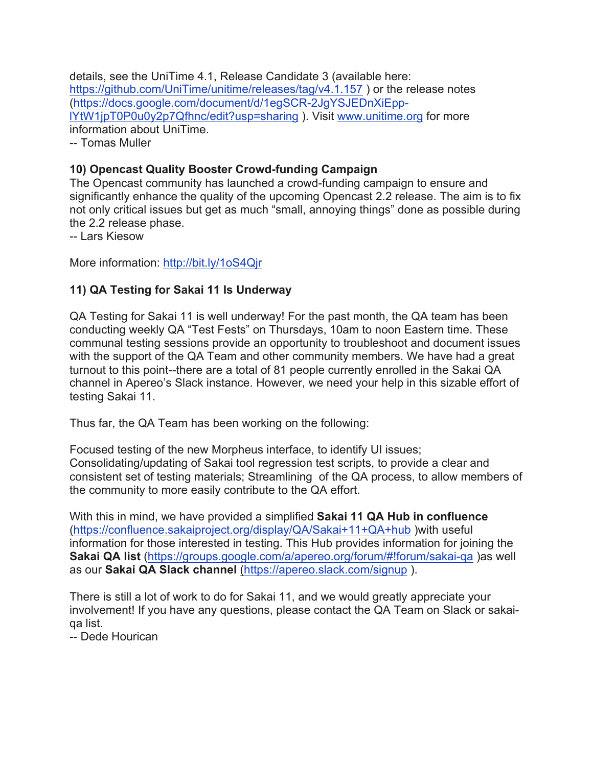details, see the UniTime 4.1, Release Candidate 3 (available here: https://github.com/UniTime/unitime/releases/tag/v4.1.157 ) or the release notes (https://docs.google.com/document/d/1egSCR-2JgYSJEDnXiEpp-lYtW1jpT0P0u0y2p7Qfhnc/edit?usp=sharing ). Visit www.unitime.org for more information about UniTime.
-- Tomas Muller

**10) Opencast Quality Booster Crowd-funding Campaign**
The Opencast community has launched a crowd-funding campaign to ensure and significantly enhance the quality of the upcoming Opencast 2.2 release. The aim is to fix not only critical issues but get as much "small, annoying things" done as possible during the 2.2 release phase.
-- Lars Kiesow

More information: http://bit.ly/1oS4Qjr

**11) QA Testing for Sakai 11 Is Underway**

QA Testing for Sakai 11 is well underway! For the past month, the QA team has been conducting weekly QA "Test Fests" on Thursdays, 10am to noon Eastern time. These communal testing sessions provide an opportunity to troubleshoot and document issues with the support of the QA Team and other community members. We have had a great turnout to this point--there are a total of 81 people currently enrolled in the Sakai QA channel in Apereo's Slack instance. However, we need your help in this sizable effort of testing Sakai 11.

Thus far, the QA Team has been working on the following:

Focused testing of the new Morpheus interface, to identify UI issues; Consolidating/updating of Sakai tool regression test scripts, to provide a clear and consistent set of testing materials; Streamlining of the QA process, to allow members of the community to more easily contribute to the QA effort.

With this in mind, we have provided a simplified **Sakai 11 QA Hub in confluence** (https://confluence.sakaiproject.org/display/QA/Sakai+11+QA+hub )with useful information for those interested in testing. This Hub provides information for joining the **Sakai QA list** (https://groups.google.com/a/apereo.org/forum/#!forum/sakai-qa )as well as our **Sakai QA Slack channel** (https://apereo.slack.com/signup ).

There is still a lot of work to do for Sakai 11, and we would greatly appreciate your involvement! If you have any questions, please contact the QA Team on Slack or sakai-qa list.
-- Dede Hourican